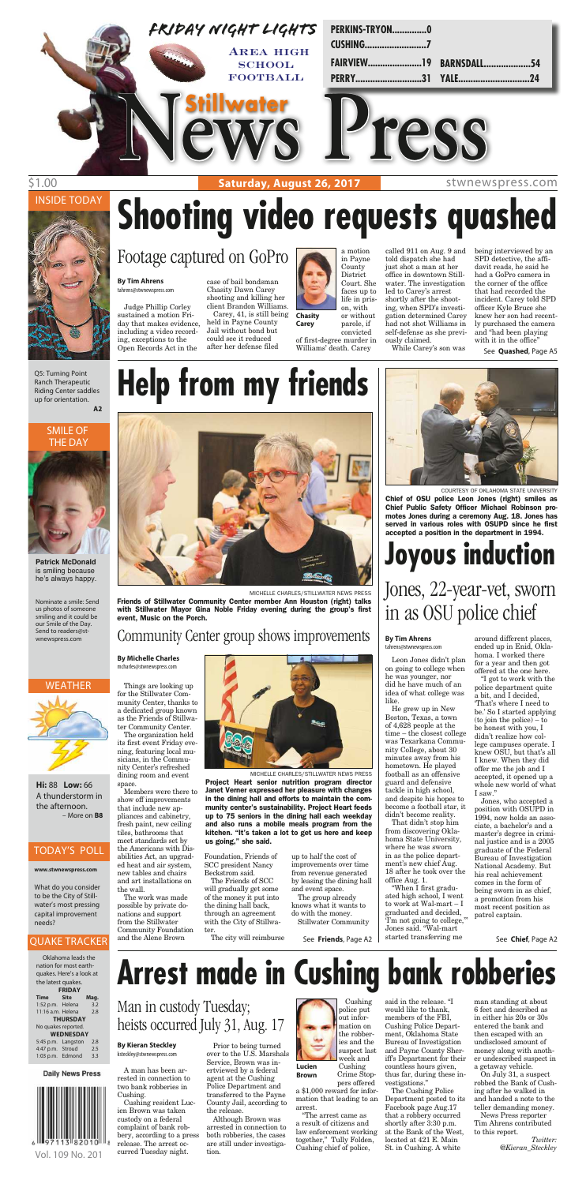# Stillwater News Press

FRIDAY NIGHT LIGHTS — Area high school football

| | |
|---|---|
| PERKINS-TRYON..............0 | |
| CUSHING.........................7 | |
| FAIRVIEW......................19 | BARNSDALL....................54 |
| PERRY............................31 | YALE...............................24 |

$1.00 — **Saturday, August 26, 2017** — stwnewspress.com

## INSIDE TODAY

Q5: Turning Point Ranch Therapeutic Riding Center saddles up for orientation. **A2**

## SMILE OF THE DAY

**Patrick McDonald** is smiling because he's always happy.

Nominate a smile: Send us photos of someone smiling and it could be our Smile of the Day. Send to readers@stwnewspress.com

## WEATHER

**Hi:** 88 **Low:** 66
A thunderstorm in the afternoon.
– More on **B8**

## TODAY'S POLL

**www.stwnewspress.com**

What do you consider to be the City of Stillwater's most pressing capital improvement needs?

## QUAKE TRACKER

Oklahoma leads the nation for most earthquakes. Here's a look at the latest quakes.

| Time | Site | Mag. |
|---|---|---|
| **FRIDAY** | | |
| 1:52 p.m. | Helena | 3.2 |
| 11:16 a.m. | Helena | 2.8 |
| **THURSDAY** | | |
| No quakes reported. | | |
| **WEDNESDAY** | | |
| 5:45 p.m. | Langston | 2.8 |
| 4:47 p.m. | Stroud | 2.5 |
| 1:03 p.m. | Edmond | 3.3 |

Vol. 109 No. 201

# Shooting video requests quashed

## Footage captured on GoPro

**By Tim Ahrens**
tahrens@stwnewspress.com

Judge Phillip Corley sustained a motion Friday that makes evidence, including a video recording, exceptions to the Open Records Act in the case of bail bondsman Chasity Dawn Carey shooting and killing her client Brandon Williams.

Carey, 41, is still being held in Payne County Jail without bond but could see it reduced after her defense filed a motion in Payne County District Court. She faces up to life in prison, with or without parole, if convicted of first-degree murder in Williams' death. Carey

**Chasity Carey**

called 911 on Aug. 9 and told dispatch she had just shot a man at her office in downtown Stillwater. The investigation led to Carey's arrest shortly after the shooting, when SPD's investigation determined Carey had not shot Williams in self-defense as she previously claimed.

While Carey's son was being interviewed by an SPD detective, the affidavit reads, he said he had a GoPro camera in the corner of the office that had recorded the incident. Carey told SPD officer Kyle Bruce she knew her son had recently purchased the camera and "had been playing with it in the office"

See **Quashed**, Page A5

# Help from my friends

MICHELLE CHARLES/STILLWATER NEWS PRESS

**Friends of Stillwater Community Center member Ann Houston (right) talks with Stillwater Mayor Gina Noble Friday evening during the group's first event, Music on the Porch.**

## Community Center group shows improvements

**By Michelle Charles**
mcharles@stwnewspress.com

Things are looking up for the Stillwater Community Center, thanks to a dedicated group known as the Friends of Stillwater Community Center.

The organization held its first event Friday evening, featuring local musicians, in the Community Center's refreshed dining room and event space.

Members were there to show off improvements that include new appliances and cabinetry, fresh paint, new ceiling tiles, bathrooms that meet standards set by the Americans with Disabilities Act, an upgraded heat and air system, new tables and chairs and art installations on the wall.

The work was made possible by private donations and support from the Stillwater Community Foundation and the Alene Brown Foundation, Friends of SCC president Nancy Beckstrom said.

The Friends of SCC will gradually get some of the money it put into the dining hall back, through an agreement with the City of Stillwater.

The city will reimburse up to half the cost of improvements over time from revenue generated by leasing the dining hall and event space.

The group already knows what it wants to do with the money. Stillwater Community

See **Friends**, Page A2

MICHELLE CHARLES/STILLWATER NEWS PRESS

**Project Heart senior nutrition program director Janet Verner expressed her pleasure with changes in the dining hall and efforts to maintain the community center's sustainability. Project Heart feeds up to 75 seniors in the dining hall each weekday and also runs a mobile meals program from the kitchen. "It's taken a lot to get us here and keep us going," she said.**

COURTESY OF OKLAHOMA STATE UNIVERSITY

**Chief of OSU police Leon Jones (right) smiles as Chief Public Safety Officer Michael Robinson promotes Jones during a ceremony Aug. 18. Jones has served in various roles with OSUPD since he first accepted a position in the department in 1994.**

# Joyous induction

## Jones, 22-year-vet, sworn in as OSU police chief

**By Tim Ahrens**
tahrens@stwnewspress.com

Leon Jones didn't plan on going to college when he was younger, nor did he have much of an idea of what college was like.

He grew up in New Boston, Texas, a town of 4,628 people at the time – the closest college was Texarkana Community College, about 30 minutes away from his hometown. He played football as an offensive guard and defensive tackle in high school, and despite his hopes to become a football star, it didn't become reality.

That didn't stop him from discovering Oklahoma State University, where he was sworn in as the police department's new chief Aug. 18 after he took over the office Aug. 1.

"When I first graduated high school, I went to work at Wal-mart – I graduated and decided, 'I'm not going to college,'" Jones said. "Wal-mart started transferring me around different places, ended up in Enid, Oklahoma. I worked there for a year and then got offered at the one here.

"I got to work with the police department quite a bit, and I decided, 'That's where I need to be.' So I started applying (to join the police) – to be honest with you, I didn't realize how college campuses operate. I knew OSU, but that's all I knew. When they did offer me the job and I accepted, it opened up a whole new world of what I saw."

Jones, who accepted a position with OSUPD in 1994, now holds an associate, a bachelor's and a master's degree in criminal justice and is a 2005 graduate of the Federal Bureau of Investigation National Academy. But his real achievement comes in the form of being sworn in as chief, a promotion from his most recent position as patrol captain.

See **Chief**, Page A2

# Arrest made in Cushing bank robberies

## Man in custody Tuesday; heists occurred July 31, Aug. 17

**By Kieran Steckley**
ksteckley@stwnewspress.com

A man has been arrested in connection to two bank robberies in Cushing.

Cushing resident Lucien Brown was taken custody on a federal complaint of bank robbery, according to a press release. The arrest occurred Tuesday night.

Prior to being turned over to the U.S. Marshals Service, Brown was interviewed by a federal agent at the Cushing Police Department and transferred to the Payne County Jail, according to the release.

Although Brown was arrested in connection to both robberies, the cases are still under investigation.

**Lucien Brown**

Cushing police put out information on the robberies and the suspect last week and Cushing Crime Stoppers offered a $1,000 reward for information that leading to an arrest.

"The arrest came as a result of citizens and law enforcement working together," Tully Folden, Cushing chief of police, said in the release. "I would like to thank, members of the FBI, Cushing Police Department, Oklahoma State Bureau of Investigation and Payne County Sheriff's Department for their countless hours given, thus far, during these investigations."

The Cushing Police Department posted to its Facebook page Aug.17 that a robbery occurred shortly after 3:30 p.m. at the Bank of the West, located at 421 E. Main St. in Cushing. A white man standing at about 6 feet and described as in either his 20s or 30s entered the bank and then escaped with an undisclosed amount of money along with another undescribed suspect in a getaway vehicle.

On July 31, a suspect robbed the Bank of Cushing after he walked in and handed a note to the teller demanding money.

News Press reporter Tim Ahrens contributed to this report.

*Twitter: @Kieran_Steckley*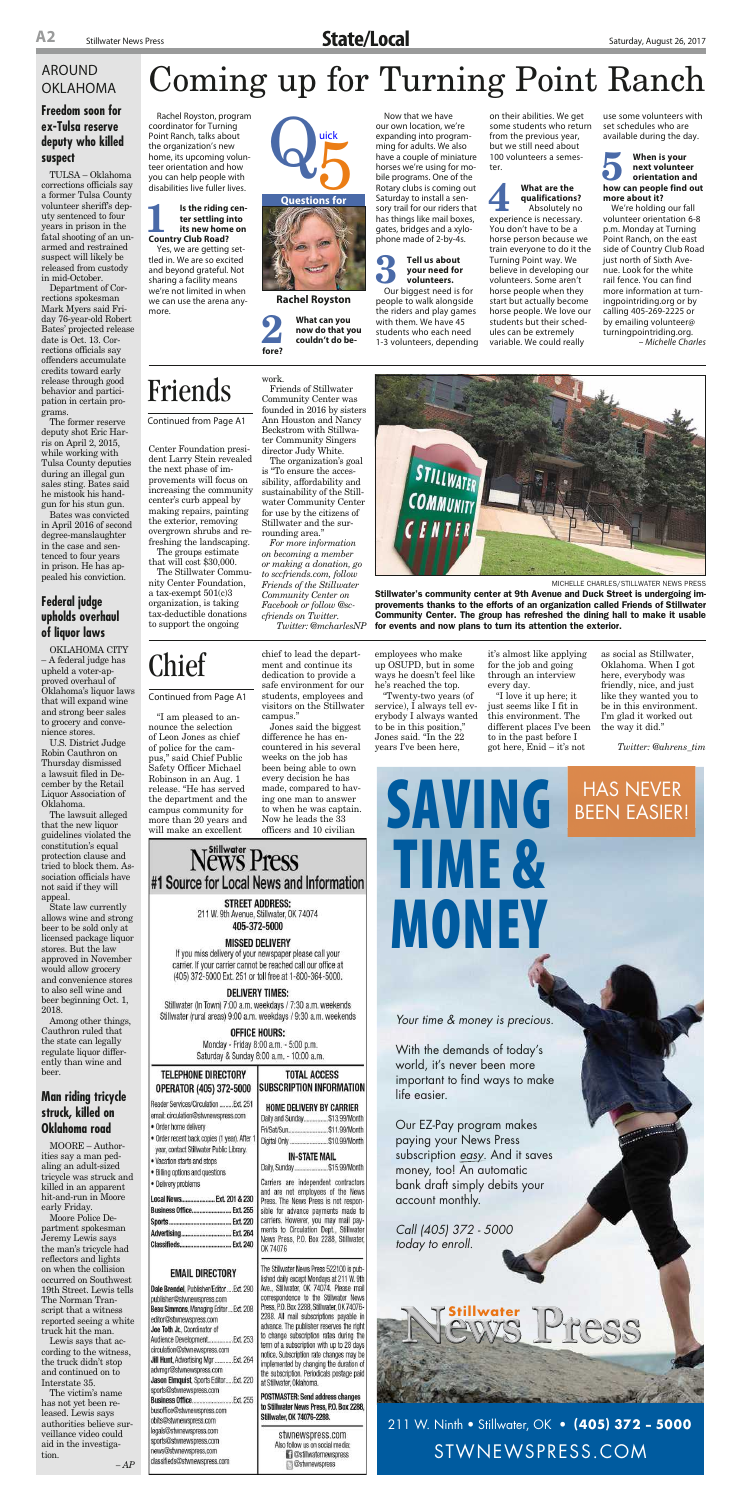# AROUND OKLAHOMA

## Freedom soon for ex-Tulsa reserve deputy who killed suspect

TULSA – Oklahoma corrections officials say a former Tulsa County volunteer sheriff's deputy sentenced to four years in prison in the fatal shooting of an unarmed and restrained suspect will likely be released from custody in mid-October.

Department of Corrections spokesman Mark Myers said Friday 76-year-old Robert Bates' projected release date is Oct. 13. Corrections officials say offenders accumulate credits toward early release through good behavior and participation in certain programs.

The former reserve deputy shot Eric Harris on April 2, 2015, while working with Tulsa County deputies during an illegal gun sales sting. Bates said he mistook his handgun for his stun gun.

Bates was convicted in April 2016 of second degree-manslaughter in the case and sentenced to four years in prison. He has appealed his conviction.

## Federal judge upholds overhaul of liquor laws

OKLAHOMA CITY – A federal judge has upheld a voter-approved overhaul of Oklahoma's liquor laws that will expand wine and strong beer sales to grocery and convenience stores.

U.S. District Judge Robin Cauthron on Thursday dismissed a lawsuit filed in December by the Retail Liquor Association of Oklahoma.

The lawsuit alleged that the new liquor guidelines violated the constitution's equal protection clause and tried to block them. Association officials have not said if they will appeal.

State law currently allows wine and strong beer to be sold only at licensed package liquor stores. But the law approved in November would allow grocery and convenience stores to also sell wine and beer beginning Oct. 1, 2018.

Among other things, Cauthron ruled that the state can legally regulate liquor differently than wine and beer.

## Man riding tricycle struck, killed on Oklahoma road

MOORE – Authorities say a man pedaling an adult-sized tricycle was struck and killed in an apparent hit-and-run in Moore early Friday.

Moore Police Department spokesman Jeremy Lewis says the man's tricycle had reflectors and lights on when the collision occurred on Southwest 19th Street. Lewis tells The Norman Transcript that a witness reported seeing a white truck hit the man.

Lewis says that according to the witness, the truck didn't stop and continued on to Interstate 35.

The victim's name has not yet been released. Lewis says authorities believe surveillance video could aid in the investigation.

*– AP*

# Coming up for Turning Point Ranch

Rachel Royston, program coordinator for Turning Point Ranch, talks about the organization's new home, its upcoming volunteer orientation and how you can help people with disabilities live fuller lives.

**Quick 5 Questions for Rachel Royston**

**1 Is the riding center settling into its new home on Country Club Road?**

Yes, we are getting settled in. We are so excited and beyond grateful. Not sharing a facility means we're not limited in when we can use the arena anymore.

**2 What can you now do that you couldn't do before?**

Now that we have our own location, we're expanding into programming for adults. We also have a couple of miniature horses we're using for mobile programs. One of the Rotary clubs is coming out Saturday to install a sensory trail for our riders that has things like mail boxes, gates, bridges and a xylophone made of 2-by-4s.

**3 Tell us about your need for volunteers.**

Our biggest need is for people to walk alongside the riders and play games with them. We have 45 students who each need 1-3 volunteers, depending on their abilities. We get some students who return from the previous year, but we still need about 100 volunteers a semester.

**4 What are the qualifications?**

Absolutely no experience is necessary. You don't have to be a horse person because we train everyone to do it the Turning Point way. We believe in developing our volunteers. Some aren't horse people when they start but actually become horse people. We love our students but their schedules can be extremely variable. We could really use some volunteers with set schedules who are available during the day.

**5 When is your next volunteer orientation and how can people find out more about it?**

We're holding our fall volunteer orientation 6-8 p.m. Monday at Turning Point Ranch, on the east side of Country Club Road just north of Sixth Avenue. Look for the white rail fence. You can find more information at turningpointriding.org or by calling 405-269-2225 or by emailing volunteer@turningpointriding.org.

*– Michelle Charles*

# Friends

Continued from Page A1

Center Foundation president Larry Stein revealed the next phase of improvements will focus on increasing the community center's curb appeal by making repairs, painting the exterior, removing overgrown shrubs and refreshing the landscaping.

The groups estimate that will cost $30,000.

The Stillwater Community Center Foundation, a tax-exempt 501(c)3 organization, is taking tax-deductible donations to support the ongoing work.

Friends of Stillwater Community Center was founded in 2016 by sisters Ann Houston and Nancy Beckstrom with Stillwater Community Singers director Judy White.

The organization's goal is "To ensure the accessibility, affordability and sustainability of the Stillwater Community Center for use by the citizens of Stillwater and the surrounding area."

*For more information on becoming a member or making a donation, go to sccfriends.com, follow Friends of the Stillwater Community Center on Facebook or follow @sccfriends on Twitter.*

*Twitter: @mcharlesNP*

MICHELLE CHARLES/STILLWATER NEWS PRESS

**Stillwater's community center at 9th Avenue and Duck Street is undergoing improvements thanks to the efforts of an organization called Friends of Stillwater Community Center. The group has refreshed the dining hall to make it usable for events and now plans to turn its attention the exterior.**

# Chief

Continued from Page A1

"I am pleased to announce the selection of Leon Jones as chief of police for the campus," said Chief Public Safety Officer Michael Robinson in an Aug. 1 release. "He has served the department and the campus community for more than 20 years and will make an excellent chief to lead the department and continue its dedication to provide a safe environment for our students, employees and visitors on the Stillwater campus."

Jones said the biggest difference he has encountered in his several weeks on the job has been being able to own every decision he has made, compared to having one man to answer to when he was captain. Now he leads the 33 officers and 10 civilian employees who make up OSUPD, but in some ways he doesn't feel like he's reached the top.

"Twenty-two years (of service), I always tell everybody I always wanted to be in this position," Jones said. "In the 22 years I've been here, it's almost like applying for the job and going through an interview every day.

"I love it up here; it just seems like I fit in this environment. The different places I've been to in the past before I got here, Enid – it's not as social as Stillwater, Oklahoma. When I got here, everybody was friendly, nice, and just like they wanted you to be in this environment. I'm glad it worked out the way it did."

*Twitter: @ahrens_tim*

# Stillwater News Press

**#1 Source for Local News and Information**

**STREET ADDRESS:**
211 W. 9th Avenue, Stillwater, OK 74074
405-372-5000

**MISSED DELIVERY**
If you miss delivery of your newspaper please call your carrier. If your carrier cannot be reached call our office at (405) 372-5000 Ext. 251 or toll free at 1-800-364-5000.

**DELIVERY TIMES:**
Stillwater (in Town) 7:00 a.m. weekdays / 7:30 a.m. weekends
Stillwater (rural areas) 9:00 a.m. weekdays / 9:30 a.m. weekends

**OFFICE HOURS:**
Monday - Friday 8:00 a.m. - 5:00 p.m.
Saturday & Sunday 8:00 a.m. - 10:00 a.m.

**TELEPHONE DIRECTORY OPERATOR (405) 372-5000**

Reader Services/Circulation ........Ext. 251
email: circulation@stwnewspress.com
- Order home delivery
- Order recent back copies (1 year). After 1 year, contact Stillwater Public Library.
- Vacation starts and stops
- Billing options and questions
- Delivery problems

Local News..................Ext. 201 & 230
Business Office......................Ext. 255
Sports.......................................Ext. 220
Advertising..............................Ext. 264
Classifieds................................Ext. 240

**EMAIL DIRECTORY**

Dale Brendel, Publisher/Editor ....Ext. 290
publisher@stwnewspress.com
Beau Simmons, Managing Editor....Ext. 208
editor@stwnewspress.com
Joe Toth Jr., Coordinator of Audience Development..............Ext. 253
circulation@stwnewspress.com
Jill Hunt, Advertising Mgr.............Ext. 264
advmgr@stwnewspress.com
Jason Elmquist, Sports Editor.....Ext. 220
sports@stwnewspress.com
Business Office.........................Ext. 255
boxoffice@stwnewspress.com
obits@stwnewspress.com
legals@stwnewspress.com
sports@stwnewspress.com
news@stwnewspress.com
classifieds@stwnewspress.com

**TOTAL ACCESS SUBSCRIPTION INFORMATION**

**HOME DELIVERY BY CARRIER**
Daily and Sunday..............$13.99/Month
Fri/Sat/Sun..........................$11.99/Month
Digital Only.........................$10.99/Month

**IN-STATE MAIL**
Daily, Sunday......................$15.99/Month

Carriers are independent contractors and are not employees of the News Press. The News Press is not responsible for advance payments made to carriers. However, you may mail payments to Circulation Dept., Stillwater News Press, P.O. Box 2288, Stillwater, OK 74076

The Stillwater News Press 522100 is published daily except Mondays at 211 W. 9th Ave., Stillwater, OK 74074. Please mail correspondence to the Stillwater News Press, P.O. Box 2288, Stillwater, OK 74076-2288. All mail subscriptions payable in advance. The publisher reserves the right to change subscription rates during the term of a subscription with up to 28 days notice. Subscription rate changes may be implemented by changing the duration of the subscription. Periodicals postage paid at Stillwater, Oklahoma.

**POSTMASTER: Send address changes to Stillwater News Press, P.O. Box 2288, Stillwater, OK 74076-2288.**

stwnewspress.com
Also follow us on social media:
@stillwaternewspress
@stwnewspress

# SAVING TIME & MONEY HAS NEVER BEEN EASIER!

*Your time & money is precious.*

With the demands of today's world, it's never been more important to find ways to make life easier.

Our EZ-Pay program makes paying your News Press subscription *easy*. And it saves money, too! An automatic bank draft simply debits your account monthly.

*Call (405) 372 - 5000 today to enroll.*

Stillwater News Press

211 W. Ninth • Stillwater, OK • **(405) 372 - 5000**
STWNEWSPRESS.COM